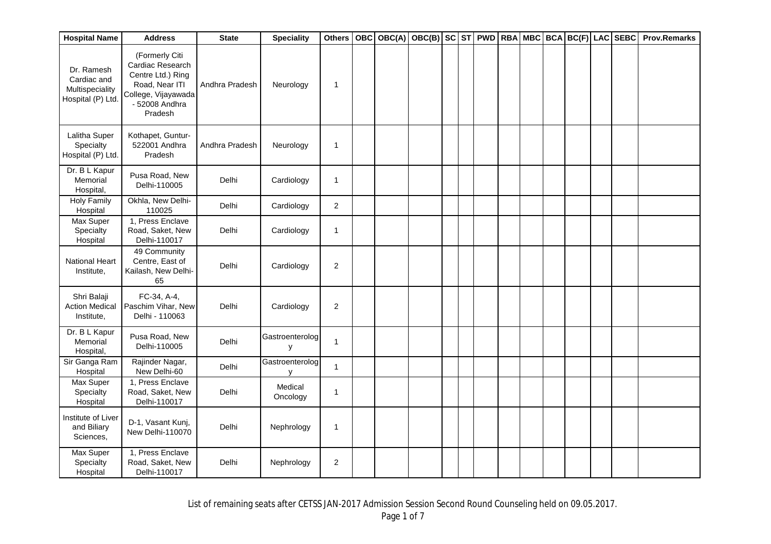| Hospital Name | Address | State | Speciality | Others | OBC | OBC(A) | OBC(B) | SC | ST | PWD | RBA | MBC | BCA | BC(F) | LAC | SEBC | Prov.Remarks |
|---|---|---|---|---|---|---|---|---|---|---|---|---|---|---|---|---|---|
| Dr. Ramesh Cardiac and Multispeciality Hospital (P) Ltd. | (Formerly Citi Cardiac Research Centre Ltd.) Ring Road, Near ITI College, Vijayawada - 52008 Andhra Pradesh | Andhra Pradesh | Neurology | 1 | | | | | | | | | | | | | |
| Lalitha Super Specialty Hospital (P) Ltd. | Kothapet, Guntur-522001 Andhra Pradesh | Andhra Pradesh | Neurology | 1 | | | | | | | | | | | | | |
| Dr. B L Kapur Memorial Hospital, | Pusa Road, New Delhi-110005 | Delhi | Cardiology | 1 | | | | | | | | | | | | | |
| Holy Family Hospital | Okhla, New Delhi-110025 | Delhi | Cardiology | 2 | | | | | | | | | | | | | |
| Max Super Specialty Hospital | 1, Press Enclave Road, Saket, New Delhi-110017 | Delhi | Cardiology | 1 | | | | | | | | | | | | | |
| National Heart Institute, | 49 Community Centre, East of Kailash, New Delhi-65 | Delhi | Cardiology | 2 | | | | | | | | | | | | | |
| Shri Balaji Action Medical Institute, | FC-34, A-4, Paschim Vihar, New Delhi - 110063 | Delhi | Cardiology | 2 | | | | | | | | | | | | | |
| Dr. B L Kapur Memorial Hospital, | Pusa Road, New Delhi-110005 | Delhi | Gastroenterology | 1 | | | | | | | | | | | | | |
| Sir Ganga Ram Hospital | Rajinder Nagar, New Delhi-60 | Delhi | Gastroenterology | 1 | | | | | | | | | | | | | |
| Max Super Specialty Hospital | 1, Press Enclave Road, Saket, New Delhi-110017 | Delhi | Medical Oncology | 1 | | | | | | | | | | | | | |
| Institute of Liver and Biliary Sciences, | D-1, Vasant Kunj, New Delhi-110070 | Delhi | Nephrology | 1 | | | | | | | | | | | | | |
| Max Super Specialty Hospital | 1, Press Enclave Road, Saket, New Delhi-110017 | Delhi | Nephrology | 2 | | | | | | | | | | | | | |

List of remaining seats after CETSS JAN-2017 Admission Session Second Round Counseling held on 09.05.2017.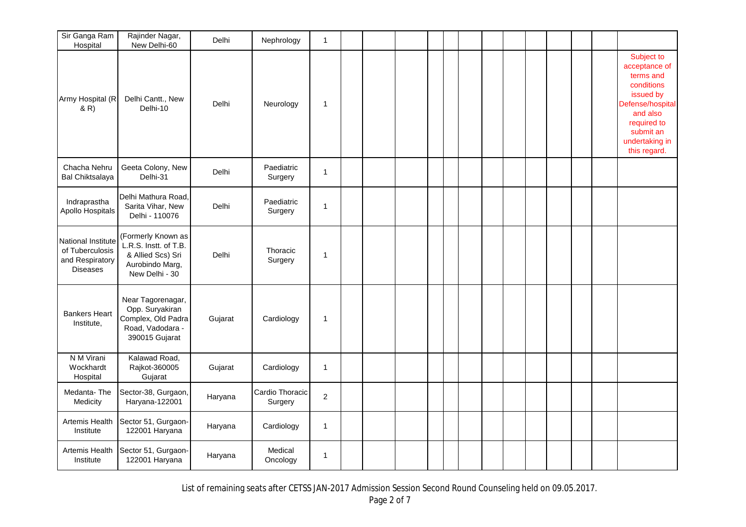| Sir Ganga Ram Hospital | Rajinder Nagar, New Delhi-60 | Delhi | Nephrology | 1 | | | | | | | | | | | | | |
|---|---|---|---|---|---|---|---|---|---|---|---|---|---|---|---|---|---|
| Army Hospital (R & R) | Delhi Cantt., New Delhi-10 | Delhi | Neurology | 1 | | | | | | | | | | | | | Subject to acceptance of terms and conditions issued by Defense/hospital and also required to submit an undertaking in this regard. |
| Chacha Nehru Bal Chiktsalaya | Geeta Colony, New Delhi-31 | Delhi | Paediatric Surgery | 1 | | | | | | | | | | | | | |
| Indraprastha Apollo Hospitals | Delhi Mathura Road, Sarita Vihar, New Delhi - 110076 | Delhi | Paediatric Surgery | 1 | | | | | | | | | | | | | |
| National Institute of Tuberculosis and Respiratory Diseases | (Formerly Known as L.R.S. Instt. of T.B. & Allied Scs) Sri Aurobindo Marg, New Delhi - 30 | Delhi | Thoracic Surgery | 1 | | | | | | | | | | | | | |
| Bankers Heart Institute, | Near Tagorenagar, Opp. Suryakiran Complex, Old Padra Road, Vadodara - 390015 Gujarat | Gujarat | Cardiology | 1 | | | | | | | | | | | | | |
| N M Virani Wockhardt Hospital | Kalawad Road, Rajkot-360005 Gujarat | Gujarat | Cardiology | 1 | | | | | | | | | | | | | |
| Medanta- The Medicity | Sector-38, Gurgaon, Haryana-122001 | Haryana | Cardio Thoracic Surgery | 2 | | | | | | | | | | | | | |
| Artemis Health Institute | Sector 51, Gurgaon-122001 Haryana | Haryana | Cardiology | 1 | | | | | | | | | | | | | |
| Artemis Health Institute | Sector 51, Gurgaon-122001 Haryana | Haryana | Medical Oncology | 1 | | | | | | | | | | | | | |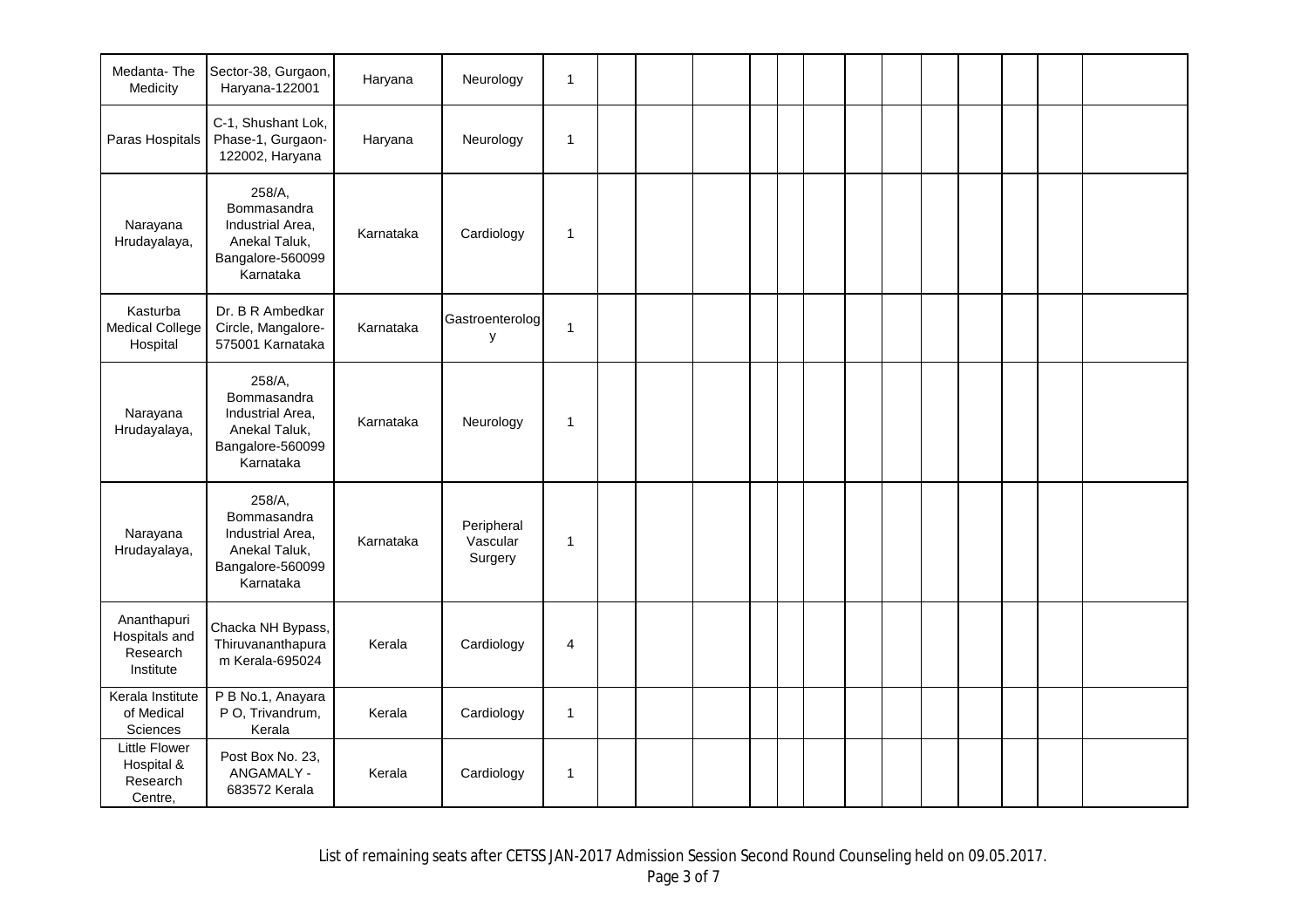| | | | | | | | | | | | | | | | | | |
|---|---|---|---|---|---|---|---|---|---|---|---|---|---|---|---|---|---|
| Medanta- The Medicity | Sector-38, Gurgaon, Haryana-122001 | Haryana | Neurology | 1 | | | | | | | | | | | | | |
| Paras Hospitals | C-1, Shushant Lok, Phase-1, Gurgaon-122002, Haryana | Haryana | Neurology | 1 | | | | | | | | | | | | | |
| Narayana Hrudayalaya, | 258/A, Bommasandra Industrial Area, Anekal Taluk, Bangalore-560099 Karnataka | Karnataka | Cardiology | 1 | | | | | | | | | | | | | |
| Kasturba Medical College Hospital | Dr. B R Ambedkar Circle, Mangalore-575001 Karnataka | Karnataka | Gastroenterology | 1 | | | | | | | | | | | | | |
| Narayana Hrudayalaya, | 258/A, Bommasandra Industrial Area, Anekal Taluk, Bangalore-560099 Karnataka | Karnataka | Neurology | 1 | | | | | | | | | | | | | |
| Narayana Hrudayalaya, | 258/A, Bommasandra Industrial Area, Anekal Taluk, Bangalore-560099 Karnataka | Karnataka | Peripheral Vascular Surgery | 1 | | | | | | | | | | | | | |
| Ananthapuri Hospitals and Research Institute | Chacka NH Bypass, Thiruvananthapuram Kerala-695024 | Kerala | Cardiology | 4 | | | | | | | | | | | | | |
| Kerala Institute of Medical Sciences | P B No.1, Anayara P O, Trivandrum, Kerala | Kerala | Cardiology | 1 | | | | | | | | | | | | | |
| Little Flower Hospital & Research Centre, | Post Box No. 23, ANGAMALY - 683572 Kerala | Kerala | Cardiology | 1 | | | | | | | | | | | | | |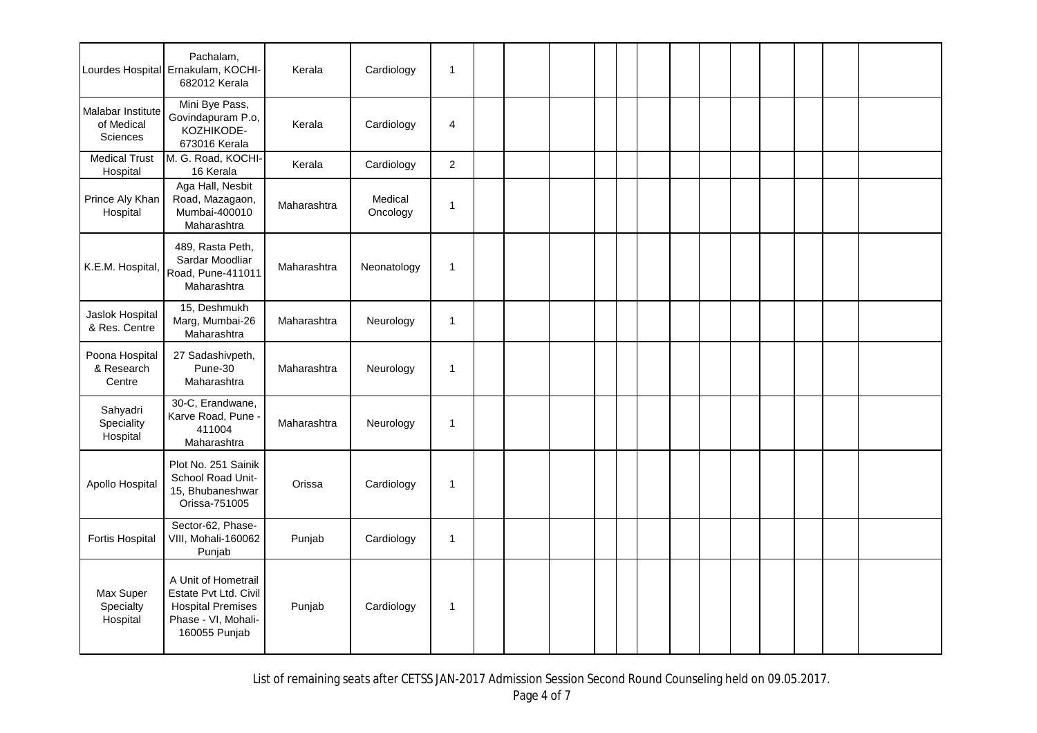| | | | | | | | | | | | | | | | | | |
|---|---|---|---|---|---|---|---|---|---|---|---|---|---|---|---|---|---|
| Lourdes Hospital | Pachalam, Ernakulam, KOCHI-682012 Kerala | Kerala | Cardiology | 1 | | | | | | | | | | | | | |
| Malabar Institute of Medical Sciences | Mini Bye Pass, Govindapuram P.o, KOZHIKODE-673016 Kerala | Kerala | Cardiology | 4 | | | | | | | | | | | | | |
| Medical Trust Hospital | M. G. Road, KOCHI-16 Kerala | Kerala | Cardiology | 2 | | | | | | | | | | | | | |
| Prince Aly Khan Hospital | Aga Hall, Nesbit Road, Mazagaon, Mumbai-400010 Maharashtra | Maharashtra | Medical Oncology | 1 | | | | | | | | | | | | | |
| K.E.M. Hospital, | 489, Rasta Peth, Sardar Moodliar Road, Pune-411011 Maharashtra | Maharashtra | Neonatology | 1 | | | | | | | | | | | | | |
| Jaslok Hospital & Res. Centre | 15, Deshmukh Marg, Mumbai-26 Maharashtra | Maharashtra | Neurology | 1 | | | | | | | | | | | | | |
| Poona Hospital & Research Centre | 27 Sadashivpeth, Pune-30 Maharashtra | Maharashtra | Neurology | 1 | | | | | | | | | | | | | |
| Sahyadri Speciality Hospital | 30-C, Erandwane, Karve Road, Pune - 411004 Maharashtra | Maharashtra | Neurology | 1 | | | | | | | | | | | | | |
| Apollo Hospital | Plot No. 251 Sainik School Road Unit-15, Bhubaneshwar Orissa-751005 | Orissa | Cardiology | 1 | | | | | | | | | | | | | |
| Fortis Hospital | Sector-62, Phase-VIII, Mohali-160062 Punjab | Punjab | Cardiology | 1 | | | | | | | | | | | | | |
| Max Super Specialty Hospital | A Unit of Hometrail Estate Pvt Ltd. Civil Hospital Premises Phase - VI, Mohali-160055 Punjab | Punjab | Cardiology | 1 | | | | | | | | | | | | | |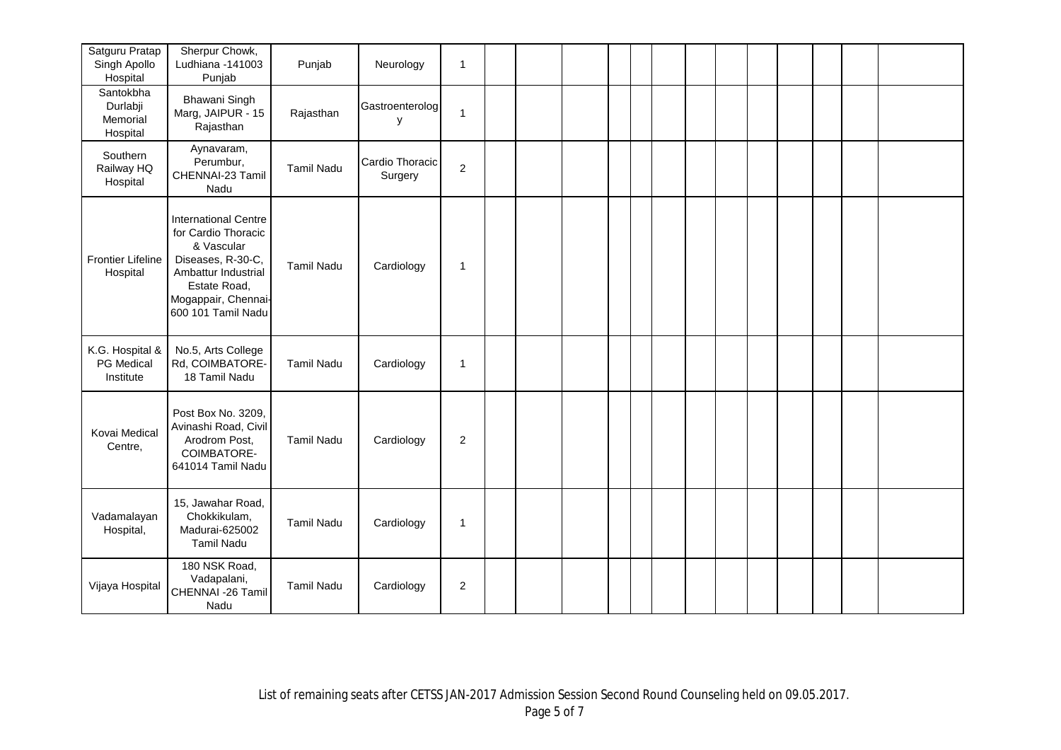| | | | | | | | | | | | | | | | | | |
|---|---|---|---|---|---|---|---|---|---|---|---|---|---|---|---|---|---|
| Satguru Pratap Singh Apollo Hospital | Sherpur Chowk, Ludhiana -141003 Punjab | Punjab | Neurology | 1 | | | | | | | | | | | | | |
| Santokbha Durlabji Memorial Hospital | Bhawani Singh Marg, JAIPUR - 15 Rajasthan | Rajasthan | Gastroenterology | 1 | | | | | | | | | | | | | |
| Southern Railway HQ Hospital | Aynavaram, Perumbur, CHENNAI-23 Tamil Nadu | Tamil Nadu | Cardio Thoracic Surgery | 2 | | | | | | | | | | | | | |
| Frontier Lifeline Hospital | International Centre for Cardio Thoracic & Vascular Diseases, R-30-C, Ambattur Industrial Estate Road, Mogappair, Chennai-600 101 Tamil Nadu | Tamil Nadu | Cardiology | 1 | | | | | | | | | | | | | |
| K.G. Hospital & PG Medical Institute | No.5, Arts College Rd, COIMBATORE-18 Tamil Nadu | Tamil Nadu | Cardiology | 1 | | | | | | | | | | | | | |
| Kovai Medical Centre, | Post Box No. 3209, Avinashi Road, Civil Arodrom Post, COIMBATORE-641014 Tamil Nadu | Tamil Nadu | Cardiology | 2 | | | | | | | | | | | | | |
| Vadamalayan Hospital, | 15, Jawahar Road, Chokkikulam, Madurai-625002 Tamil Nadu | Tamil Nadu | Cardiology | 1 | | | | | | | | | | | | | |
| Vijaya Hospital | 180 NSK Road, Vadapalani, CHENNAI -26 Tamil Nadu | Tamil Nadu | Cardiology | 2 | | | | | | | | | | | | | |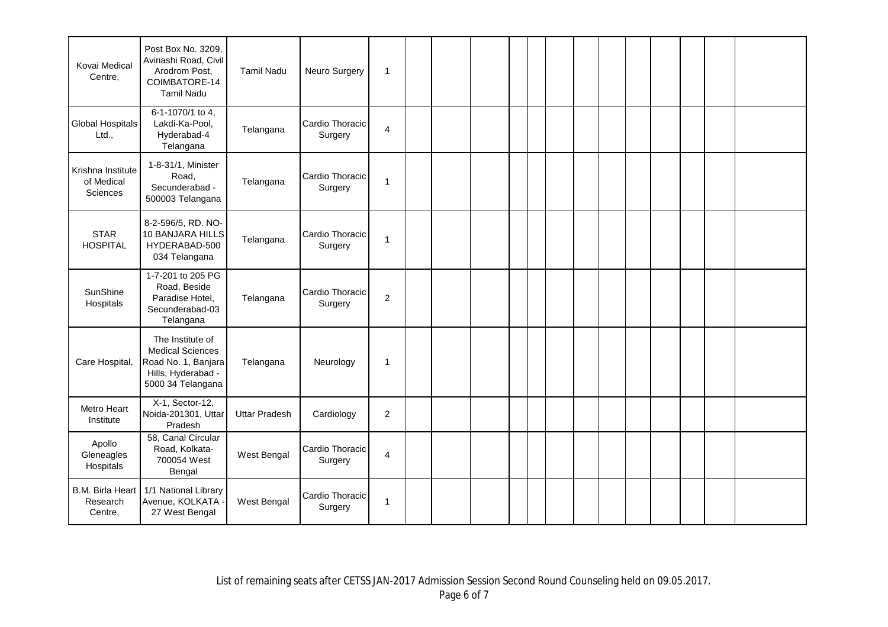| | | | | | | | | | | | | | | | | | |
|---|---|---|---|---|---|---|---|---|---|---|---|---|---|---|---|---|---|
| Kovai Medical Centre, | Post Box No. 3209, Avinashi Road, Civil Arodrom Post, COIMBATORE-14 Tamil Nadu | Tamil Nadu | Neuro Surgery | 1 | | | | | | | | | | | | | |
| Global Hospitals Ltd., | 6-1-1070/1 to 4, Lakdi-Ka-Pool, Hyderabad-4 Telangana | Telangana | Cardio Thoracic Surgery | 4 | | | | | | | | | | | | | |
| Krishna Institute of Medical Sciences | 1-8-31/1, Minister Road, Secunderabad - 500003 Telangana | Telangana | Cardio Thoracic Surgery | 1 | | | | | | | | | | | | | |
| STAR HOSPITAL | 8-2-596/5, RD. NO-10 BANJARA HILLS HYDERABAD-500 034 Telangana | Telangana | Cardio Thoracic Surgery | 1 | | | | | | | | | | | | | |
| SunShine Hospitals | 1-7-201 to 205 PG Road, Beside Paradise Hotel, Secunderabad-03 Telangana | Telangana | Cardio Thoracic Surgery | 2 | | | | | | | | | | | | | |
| Care Hospital, | The Institute of Medical Sciences Road No. 1, Banjara Hills, Hyderabad - 5000 34 Telangana | Telangana | Neurology | 1 | | | | | | | | | | | | | |
| Metro Heart Institute | X-1, Sector-12, Noida-201301, Uttar Pradesh | Uttar Pradesh | Cardiology | 2 | | | | | | | | | | | | | |
| Apollo Gleneagles Hospitals | 58, Canal Circular Road, Kolkata-700054 West Bengal | West Bengal | Cardio Thoracic Surgery | 4 | | | | | | | | | | | | | |
| B.M. Birla Heart Research Centre, | 1/1 National Library Avenue, KOLKATA - 27 West Bengal | West Bengal | Cardio Thoracic Surgery | 1 | | | | | | | | | | | | | |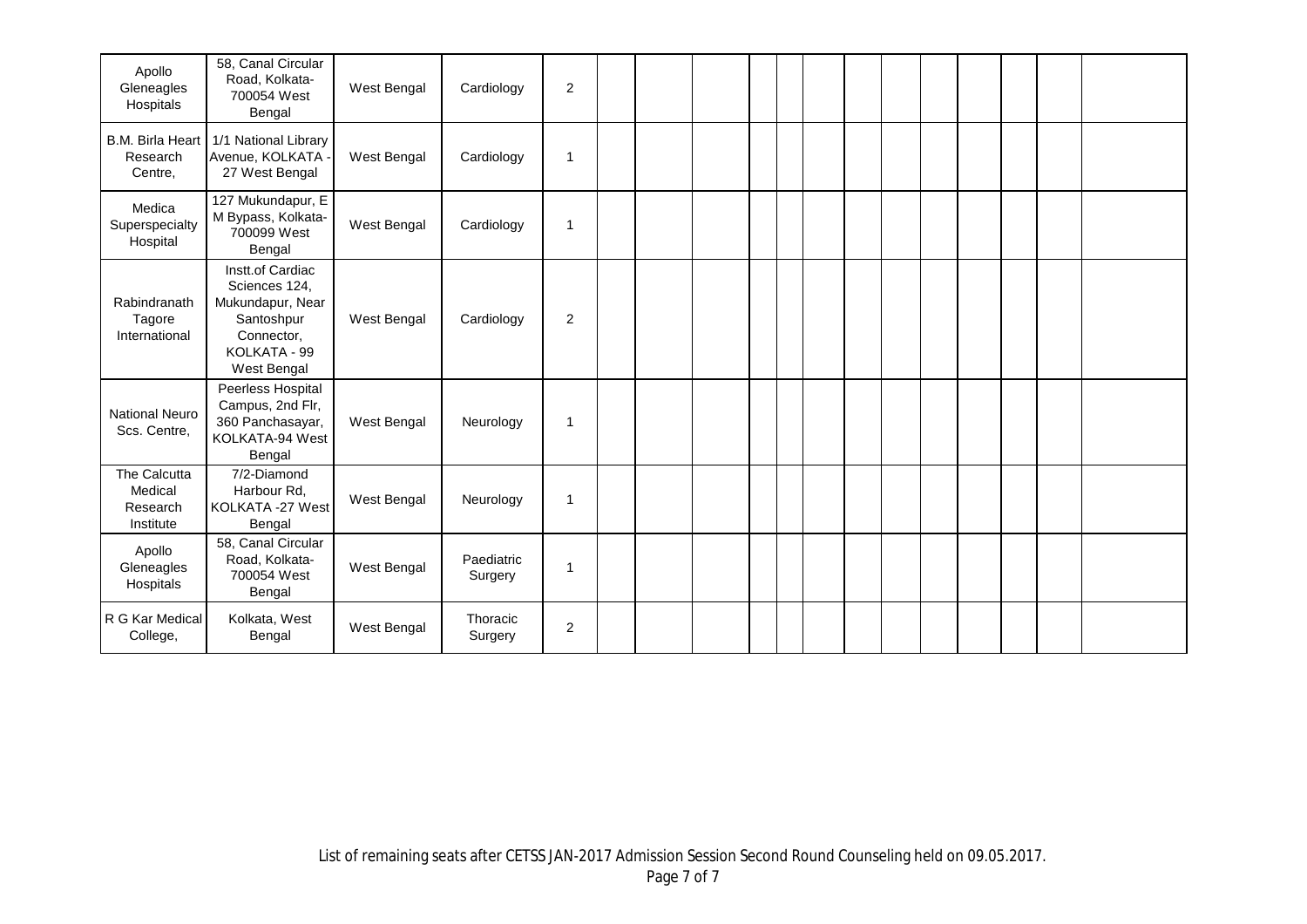| | | | | | | | | | | | | | | | | | |
|---|---|---|---|---|---|---|---|---|---|---|---|---|---|---|---|---|---|
| Apollo Gleneagles Hospitals | 58, Canal Circular Road, Kolkata-700054 West Bengal | West Bengal | Cardiology | 2 | | | | | | | | | | | | | |
| B.M. Birla Heart Research Centre, | 1/1 National Library Avenue, KOLKATA - 27 West Bengal | West Bengal | Cardiology | 1 | | | | | | | | | | | | | |
| Medica Superspecialty Hospital | 127 Mukundapur, E M Bypass, Kolkata-700099 West Bengal | West Bengal | Cardiology | 1 | | | | | | | | | | | | | |
| Rabindranath Tagore International | Instt.of Cardiac Sciences 124, Mukundapur, Near Santoshpur Connector, KOLKATA - 99 West Bengal | West Bengal | Cardiology | 2 | | | | | | | | | | | | | |
| National Neuro Scs. Centre, | Peerless Hospital Campus, 2nd Flr, 360 Panchasayar, KOLKATA-94 West Bengal | West Bengal | Neurology | 1 | | | | | | | | | | | | | |
| The Calcutta Medical Research Institute | 7/2-Diamond Harbour Rd, KOLKATA -27 West Bengal | West Bengal | Neurology | 1 | | | | | | | | | | | | | |
| Apollo Gleneagles Hospitals | 58, Canal Circular Road, Kolkata-700054 West Bengal | West Bengal | Paediatric Surgery | 1 | | | | | | | | | | | | | |
| R G Kar Medical College, | Kolkata, West Bengal | West Bengal | Thoracic Surgery | 2 | | | | | | | | | | | | | |